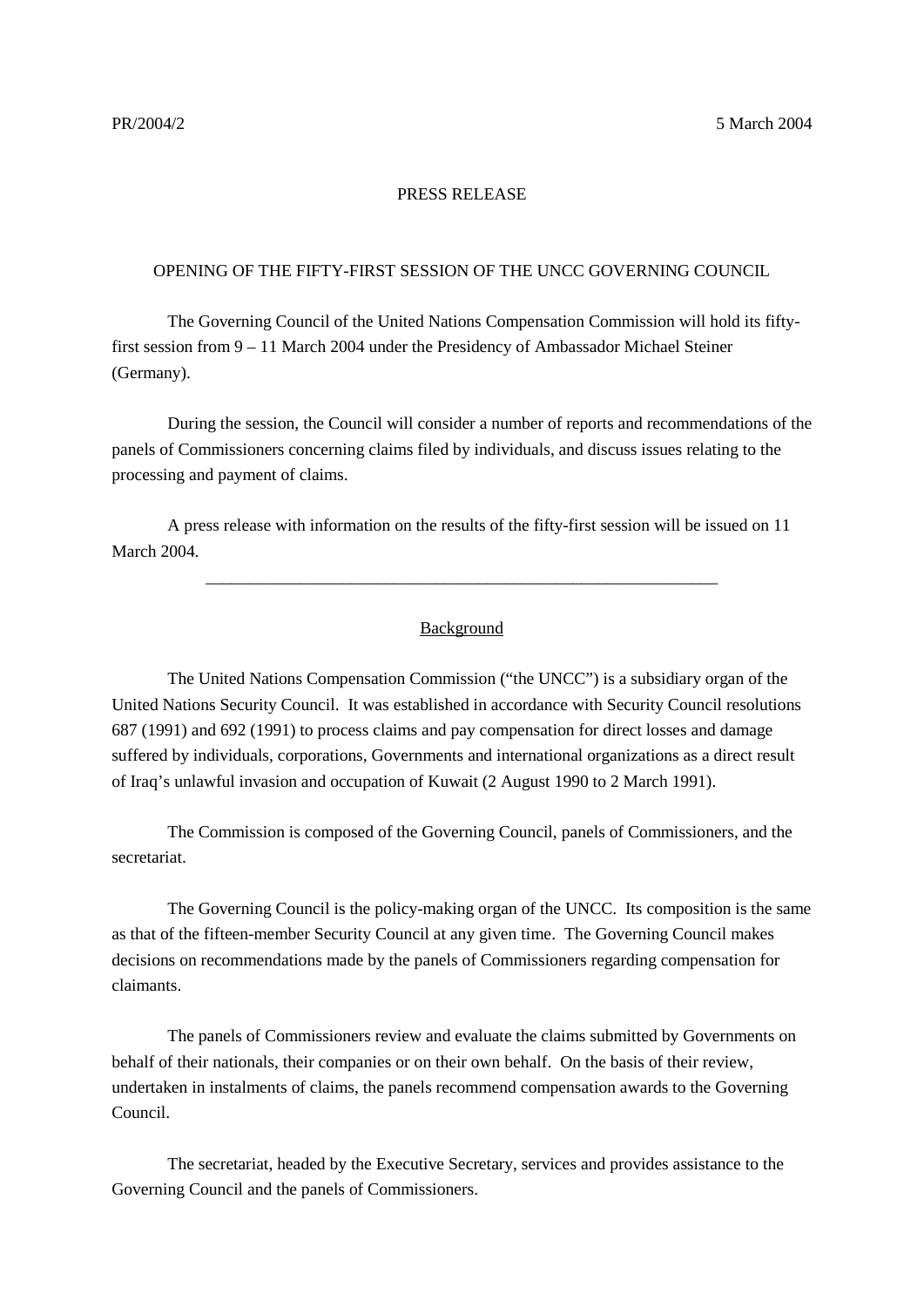PR/2004/2 5 March 2004

PRESS RELEASE

# OPENING OF THE FIFTY-FIRST SESSION OF THE UNCC GOVERNING COUNCIL

The Governing Council of the United Nations Compensation Commission will hold its fifty-first session from 9 – 11 March 2004 under the Presidency of Ambassador Michael Steiner (Germany).

During the session, the Council will consider a number of reports and recommendations of the panels of Commissioners concerning claims filed by individuals, and discuss issues relating to the processing and payment of claims.

A press release with information on the results of the fifty-first session will be issued on 11 March 2004.

---

## Background

The United Nations Compensation Commission ("the UNCC") is a subsidiary organ of the United Nations Security Council. It was established in accordance with Security Council resolutions 687 (1991) and 692 (1991) to process claims and pay compensation for direct losses and damage suffered by individuals, corporations, Governments and international organizations as a direct result of Iraq's unlawful invasion and occupation of Kuwait (2 August 1990 to 2 March 1991).

The Commission is composed of the Governing Council, panels of Commissioners, and the secretariat.

The Governing Council is the policy-making organ of the UNCC. Its composition is the same as that of the fifteen-member Security Council at any given time. The Governing Council makes decisions on recommendations made by the panels of Commissioners regarding compensation for claimants.

The panels of Commissioners review and evaluate the claims submitted by Governments on behalf of their nationals, their companies or on their own behalf. On the basis of their review, undertaken in instalments of claims, the panels recommend compensation awards to the Governing Council.

The secretariat, headed by the Executive Secretary, services and provides assistance to the Governing Council and the panels of Commissioners.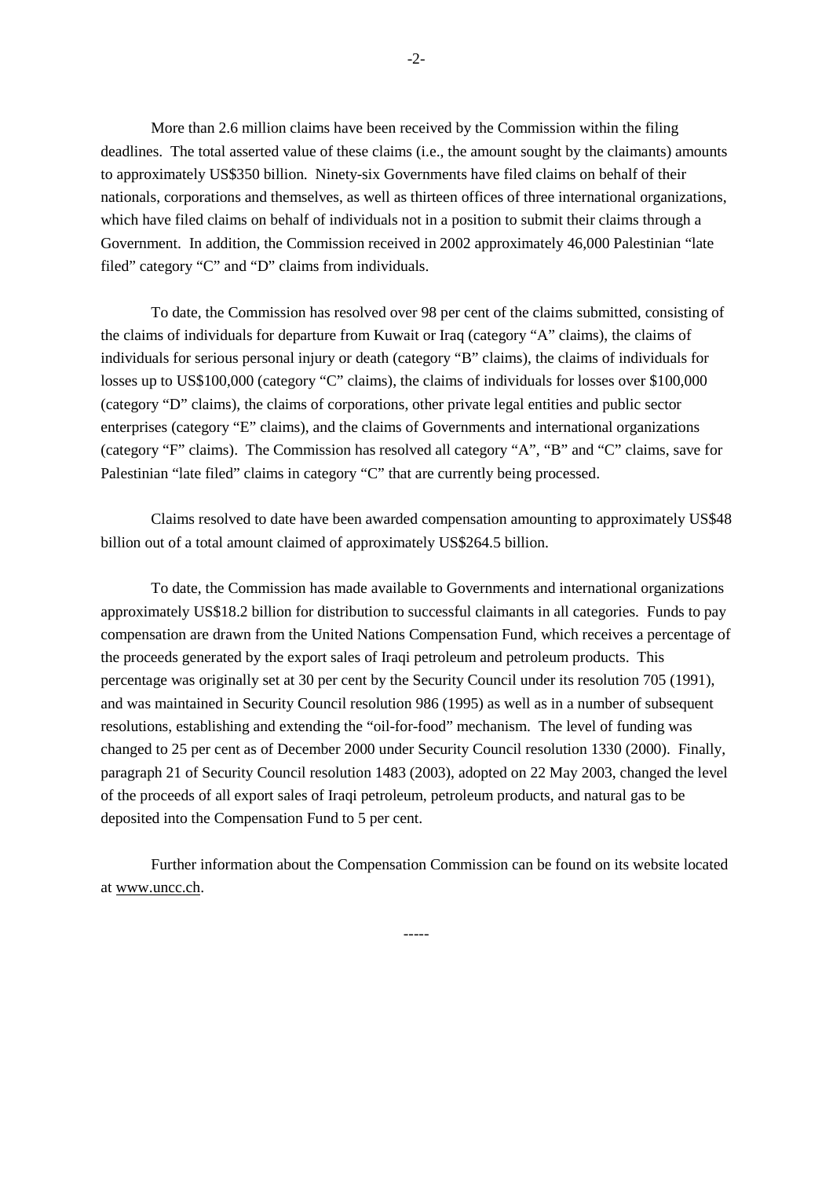More than 2.6 million claims have been received by the Commission within the filing deadlines. The total asserted value of these claims (i.e., the amount sought by the claimants) amounts to approximately US$350 billion. Ninety-six Governments have filed claims on behalf of their nationals, corporations and themselves, as well as thirteen offices of three international organizations, which have filed claims on behalf of individuals not in a position to submit their claims through a Government. In addition, the Commission received in 2002 approximately 46,000 Palestinian "late filed" category "C" and "D" claims from individuals.

To date, the Commission has resolved over 98 per cent of the claims submitted, consisting of the claims of individuals for departure from Kuwait or Iraq (category "A" claims), the claims of individuals for serious personal injury or death (category "B" claims), the claims of individuals for losses up to US$100,000 (category "C" claims), the claims of individuals for losses over $100,000 (category "D" claims), the claims of corporations, other private legal entities and public sector enterprises (category "E" claims), and the claims of Governments and international organizations (category "F" claims). The Commission has resolved all category "A", "B" and "C" claims, save for Palestinian "late filed" claims in category "C" that are currently being processed.

Claims resolved to date have been awarded compensation amounting to approximately US$48 billion out of a total amount claimed of approximately US$264.5 billion.

To date, the Commission has made available to Governments and international organizations approximately US$18.2 billion for distribution to successful claimants in all categories. Funds to pay compensation are drawn from the United Nations Compensation Fund, which receives a percentage of the proceeds generated by the export sales of Iraqi petroleum and petroleum products. This percentage was originally set at 30 per cent by the Security Council under its resolution 705 (1991), and was maintained in Security Council resolution 986 (1995) as well as in a number of subsequent resolutions, establishing and extending the "oil-for-food" mechanism. The level of funding was changed to 25 per cent as of December 2000 under Security Council resolution 1330 (2000). Finally, paragraph 21 of Security Council resolution 1483 (2003), adopted on 22 May 2003, changed the level of the proceeds of all export sales of Iraqi petroleum, petroleum products, and natural gas to be deposited into the Compensation Fund to 5 per cent.

Further information about the Compensation Commission can be found on its website located at www.uncc.ch.

-----